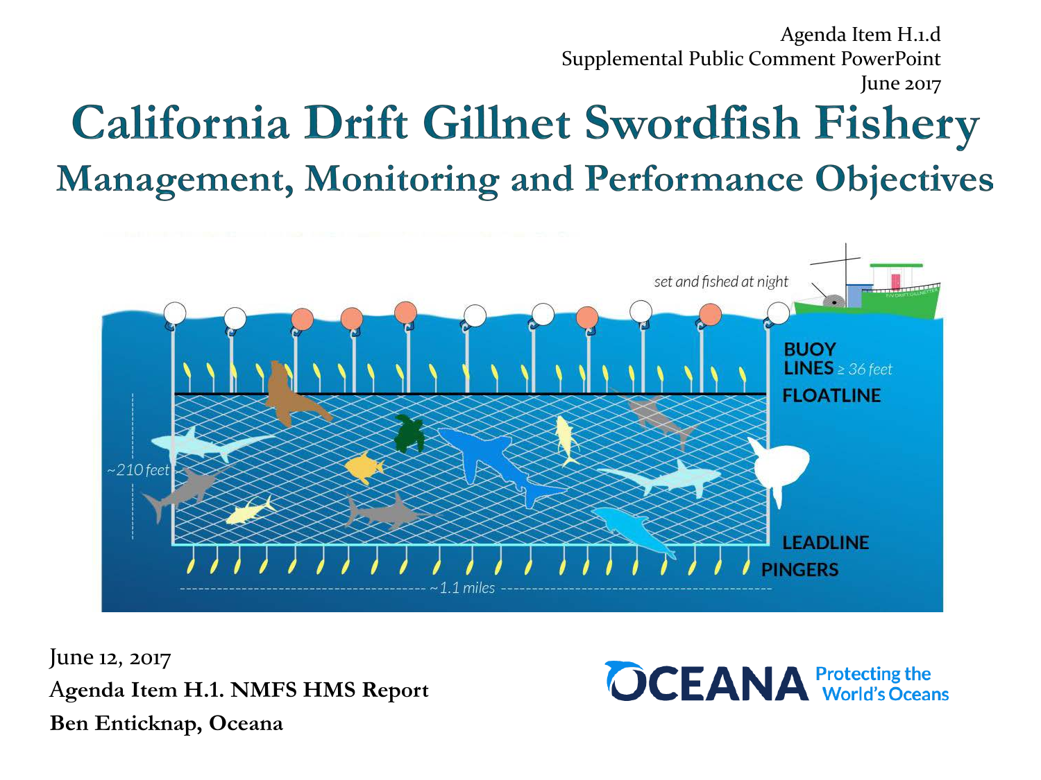Agenda Item H.1.d
Supplemental Public Comment PowerPoint
June 2017

# California Drift Gillnet Swordfish Fishery

## Management, Monitoring and Performance Objectives

set and fished at night

BUOY LINES ≥ 36 feet

FLOATLINE

~210 feet

LEADLINE

PINGERS

~1.1 miles

June 12, 2017

**Agenda Item H.1. NMFS HMS Report**

**Ben Enticknap, Oceana**

OCEANA Protecting the World's Oceans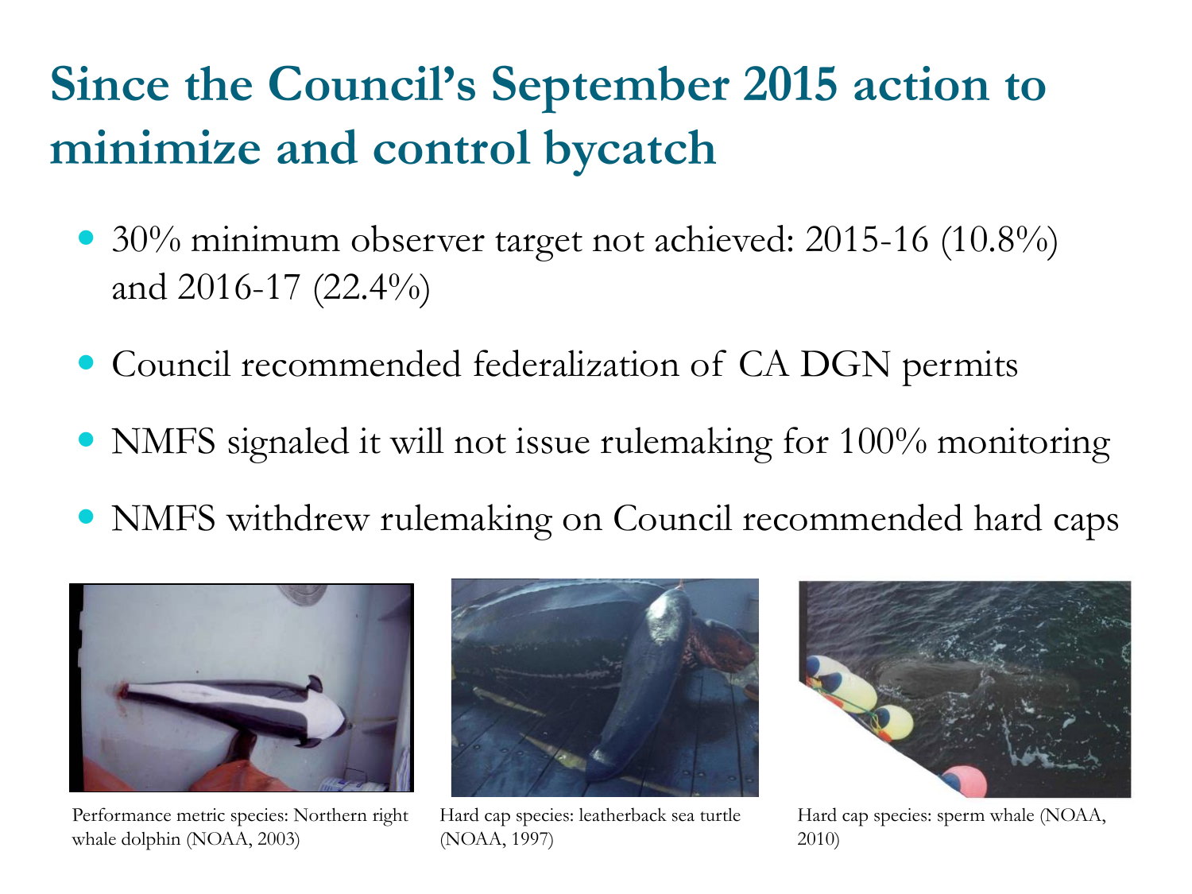# Since the Council's September 2015 action to minimize and control bycatch

- 30% minimum observer target not achieved: 2015-16 (10.8%) and 2016-17 (22.4%)
- Council recommended federalization of CA DGN permits
- NMFS signaled it will not issue rulemaking for 100% monitoring
- NMFS withdrew rulemaking on Council recommended hard caps

Performance metric species: Northern right whale dolphin (NOAA, 2003)

Hard cap species: leatherback sea turtle (NOAA, 1997)

Hard cap species: sperm whale (NOAA, 2010)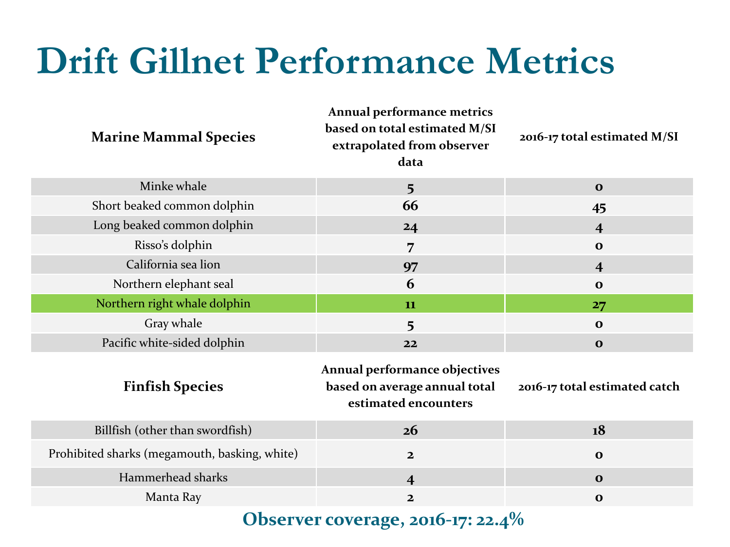# Drift Gillnet Performance Metrics

| Marine Mammal Species | Annual performance metrics based on total estimated M/SI extrapolated from observer data | 2016-17 total estimated M/SI |
|---|---|---|
| Minke whale | 5 | 0 |
| Short beaked common dolphin | 66 | 45 |
| Long beaked common dolphin | 24 | 4 |
| Risso's dolphin | 7 | 0 |
| California sea lion | 97 | 4 |
| Northern elephant seal | 6 | 0 |
| Northern right whale dolphin | 11 | 27 |
| Gray whale | 5 | 0 |
| Pacific white-sided dolphin | 22 | 0 |

| Finfish Species | Annual performance objectives based on average annual total estimated encounters | 2016-17 total estimated catch |
|---|---|---|
| Billfish (other than swordfish) | 26 | 18 |
| Prohibited sharks (megamouth, basking, white) | 2 | 0 |
| Hammerhead sharks | 4 | 0 |
| Manta Ray | 2 | 0 |

**Observer coverage, 2016-17: 22.4%**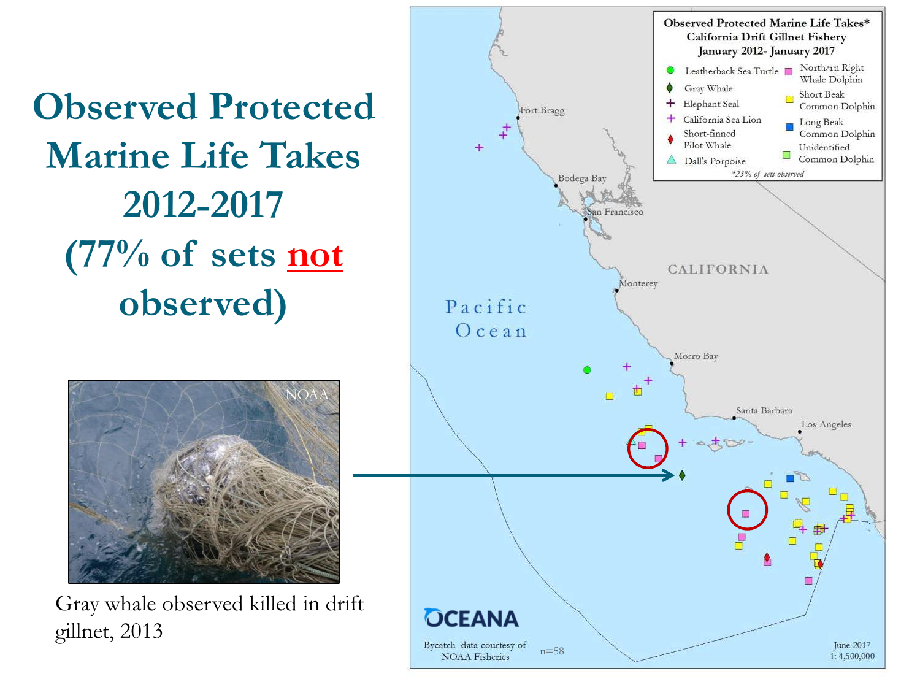# Observed Protected Marine Life Takes 2012-2017 (77% of sets **not** observed)

Gray whale observed killed in drift gillnet, 2013

**Observed Protected Marine Life Takes\***
**California Drift Gillnet Fishery**
**January 2012- January 2017**

- Leatherback Sea Turtle
- Gray Whale
- Elephant Seal
- California Sea Lion
- Short-finned Pilot Whale
- Dall's Porpoise
- Northern Right Whale Dolphin
- Short Beak Common Dolphin
- Long Beak Common Dolphin
- Unidentified Common Dolphin

*\*23% of sets observed*

Fort Bragg, Bodega Bay, San Francisco, Monterey, Morro Bay, Santa Barbara, Los Angeles, CALIFORNIA, Pacific Ocean

OCEANA

Bycatch data courtesy of NOAA Fisheries

n=58

June 2017
1: 4,500,000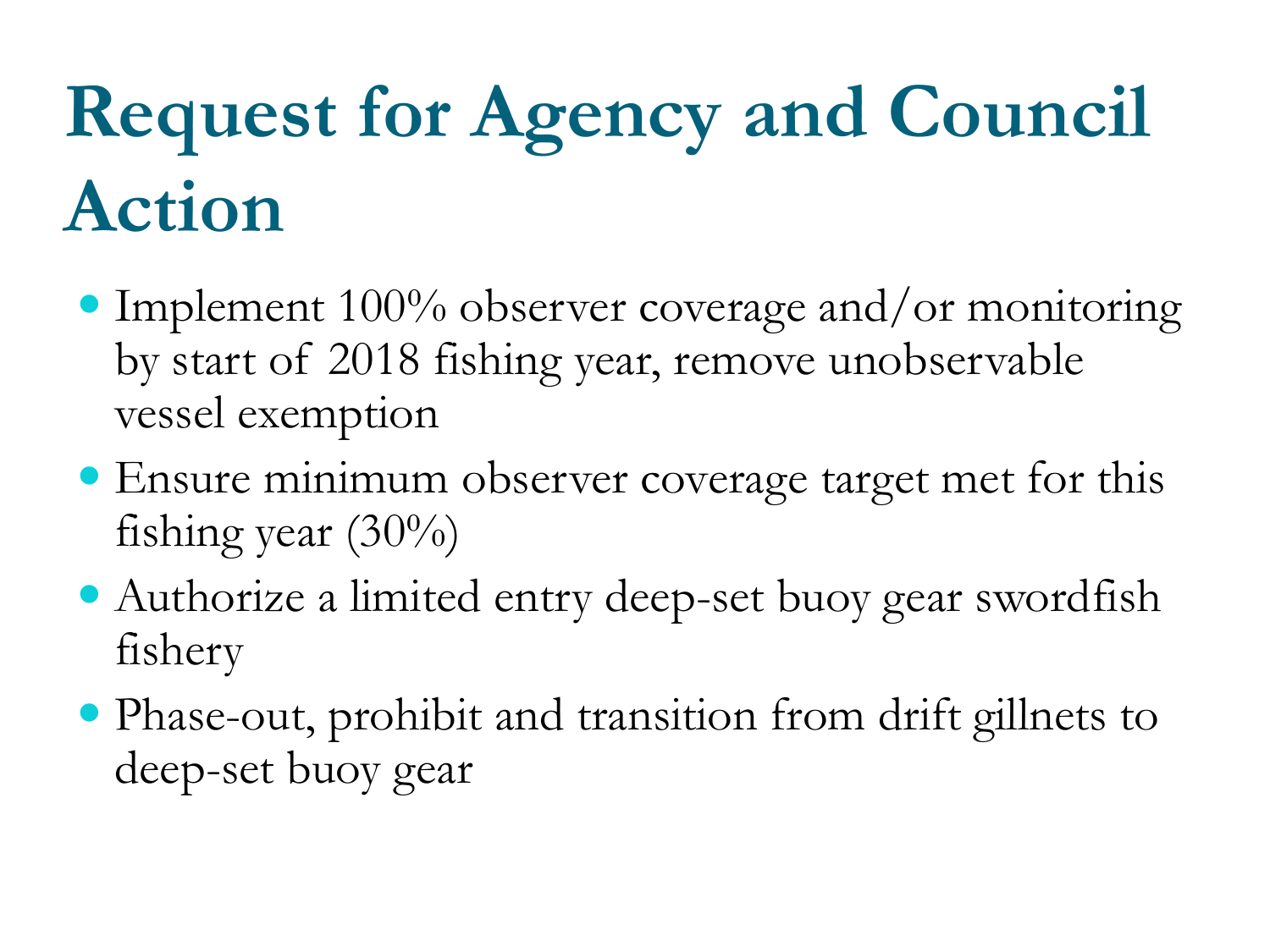# Request for Agency and Council Action

- Implement 100% observer coverage and/or monitoring by start of 2018 fishing year, remove unobservable vessel exemption
- Ensure minimum observer coverage target met for this fishing year (30%)
- Authorize a limited entry deep-set buoy gear swordfish fishery
- Phase-out, prohibit and transition from drift gillnets to deep-set buoy gear